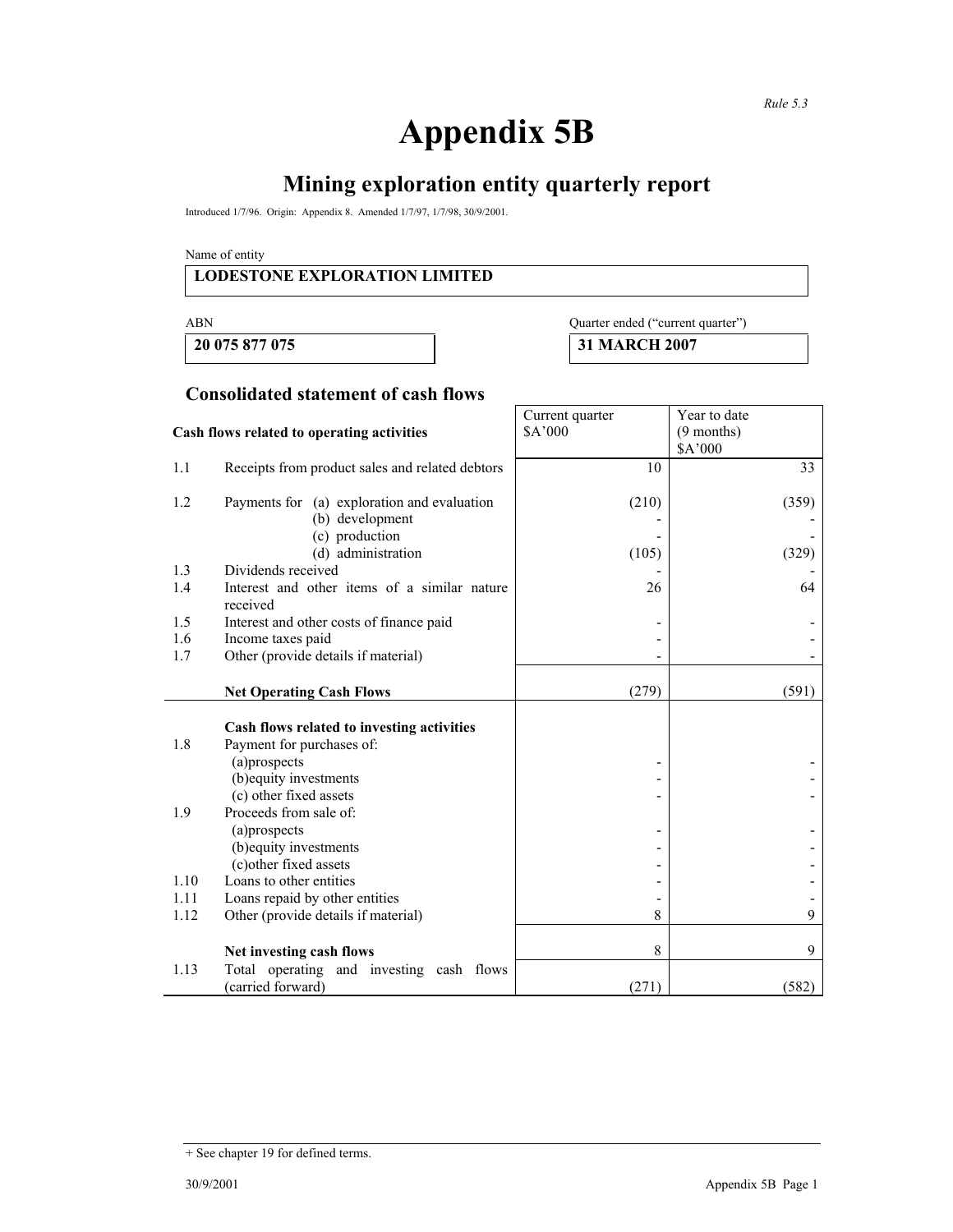Rule 5.3

# Appendix 5B

## Mining exploration entity quarterly report

Introduced 1/7/96. Origin: Appendix 8. Amended 1/7/97, 1/7/98, 30/9/2001.

Name of entity

**LODESTONE EXPLORATION LIMITED**

| ABN | Quarter ended ("current quarter") |
|---|---|
| **20 075 877 075** | **31 MARCH 2007** |

### Consolidated statement of cash flows

| | **Cash flows related to operating activities** | Current quarter $A'000 | Year to date (9 months) $A'000 |
|---|---|---|---|
| 1.1 | Receipts from product sales and related debtors | 10 | 33 |
| 1.2 | Payments for (a) exploration and evaluation | (210) | (359) |
| | (b) development | - | - |
| | (c) production | - | - |
| | (d) administration | (105) | (329) |
| 1.3 | Dividends received | - | - |
| 1.4 | Interest and other items of a similar nature received | 26 | 64 |
| 1.5 | Interest and other costs of finance paid | - | - |
| 1.6 | Income taxes paid | - | - |
| 1.7 | Other (provide details if material) | - | - |
| | **Net Operating Cash Flows** | (279) | (591) |
| | **Cash flows related to investing activities** | | |
| 1.8 | Payment for purchases of: | | |
| | (a)prospects | - | - |
| | (b)equity investments | - | - |
| | (c) other fixed assets | - | - |
| 1.9 | Proceeds from sale of: | | |
| | (a)prospects | - | - |
| | (b)equity investments | - | - |
| | (c)other fixed assets | - | - |
| 1.10 | Loans to other entities | - | - |
| 1.11 | Loans repaid by other entities | - | - |
| 1.12 | Other (provide details if material) | 8 | 9 |
| | **Net investing cash flows** | 8 | 9 |
| 1.13 | Total operating and investing cash flows (carried forward) | (271) | (582) |

+ See chapter 19 for defined terms.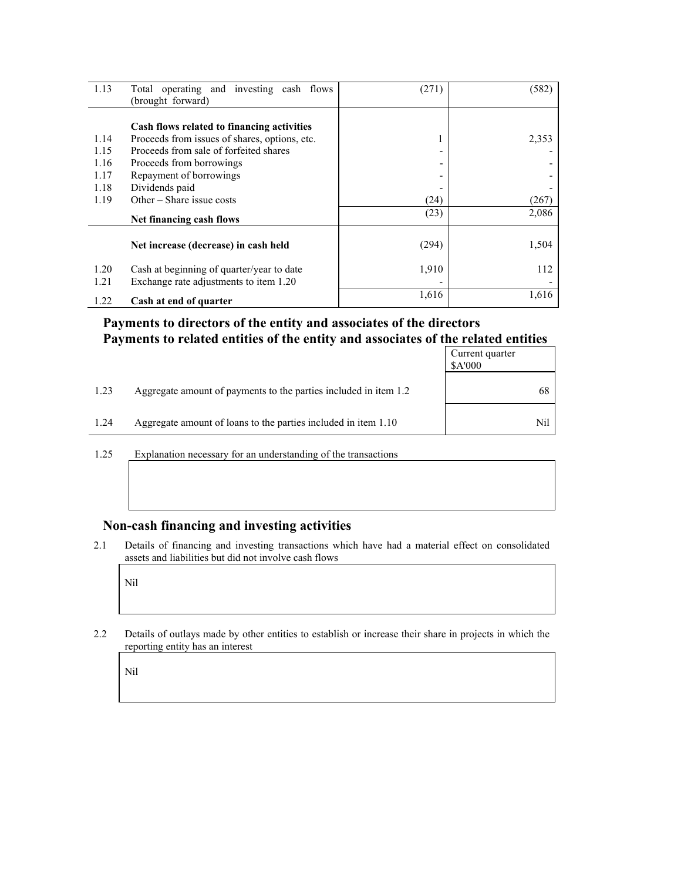| | | | |
|---|---|---|---|
| 1.13 | Total operating and investing cash flows (brought forward) | (271) | (582) |
| | **Cash flows related to financing activities** | | |
| 1.14 | Proceeds from issues of shares, options, etc. | 1 | 2,353 |
| 1.15 | Proceeds from sale of forfeited shares | - | - |
| 1.16 | Proceeds from borrowings | - | - |
| 1.17 | Repayment of borrowings | - | - |
| 1.18 | Dividends paid | - | - |
| 1.19 | Other – Share issue costs | (24) | (267) |
| | **Net financing cash flows** | (23) | 2,086 |
| | **Net increase (decrease) in cash held** | (294) | 1,504 |
| 1.20 | Cash at beginning of quarter/year to date | 1,910 | 112 |
| 1.21 | Exchange rate adjustments to item 1.20 | - | - |
| 1.22 | **Cash at end of quarter** | 1,616 | 1,616 |

## Payments to directors of the entity and associates of the directors
## Payments to related entities of the entity and associates of the related entities

| | | Current quarter $A'000 |
|---|---|---|
| 1.23 | Aggregate amount of payments to the parties included in item 1.2 | 68 |
| 1.24 | Aggregate amount of loans to the parties included in item 1.10 | Nil |

1.25 Explanation necessary for an understanding of the transactions

## Non-cash financing and investing activities

2.1 Details of financing and investing transactions which have had a material effect on consolidated assets and liabilities but did not involve cash flows

Nil

2.2 Details of outlays made by other entities to establish or increase their share in projects in which the reporting entity has an interest

Nil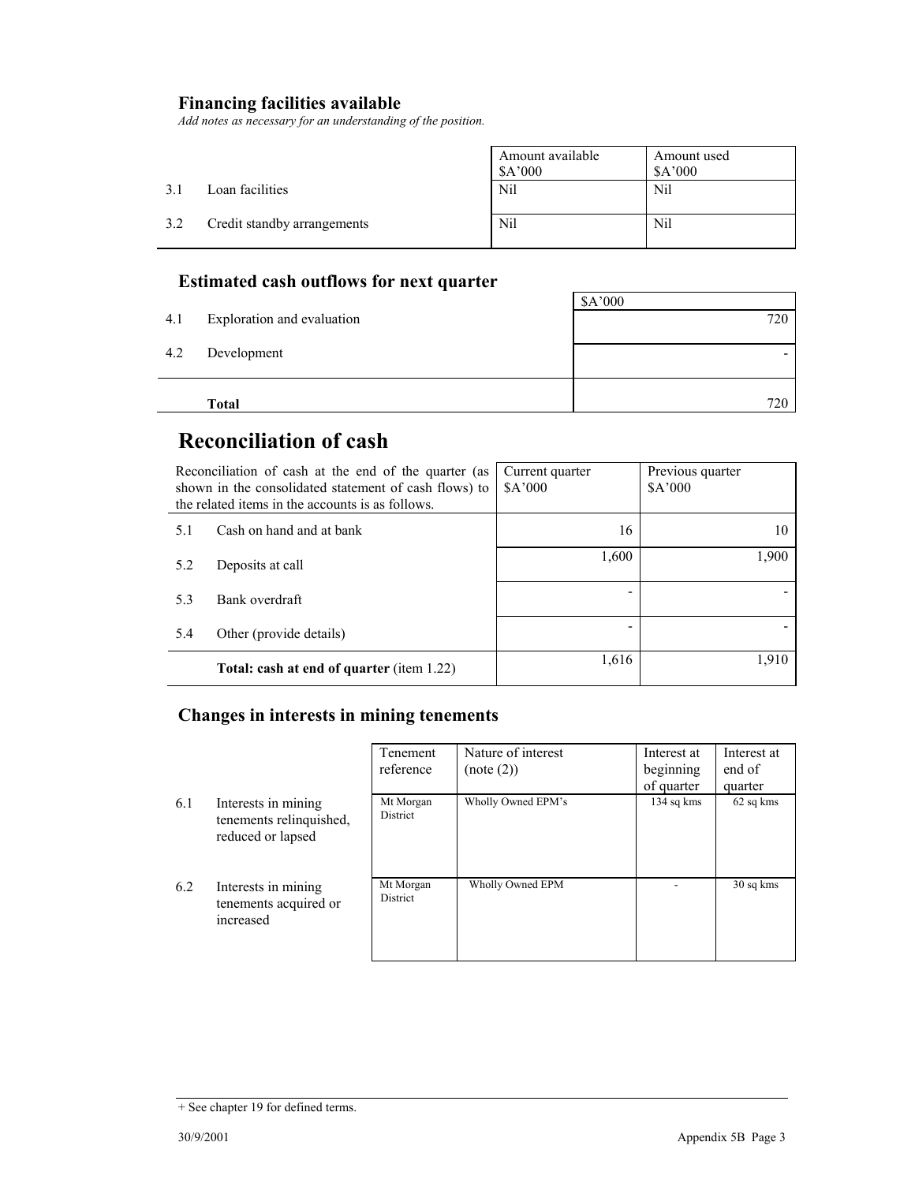### Financing facilities available

*Add notes as necessary for an understanding of the position.*

| | | Amount available $A'000 | Amount used $A'000 |
|---|---|---|---|
| 3.1 | Loan facilities | Nil | Nil |
| 3.2 | Credit standby arrangements | Nil | Nil |

### Estimated cash outflows for next quarter

| | | $A'000 |
|---|---|---|
| 4.1 | Exploration and evaluation | 720 |
| 4.2 | Development | - |
| | **Total** | 720 |

## Reconciliation of cash

| Reconciliation of cash at the end of the quarter (as shown in the consolidated statement of cash flows) to the related items in the accounts is as follows. | | Current quarter $A'000 | Previous quarter $A'000 |
|---|---|---|---|
| 5.1 | Cash on hand and at bank | 16 | 10 |
| 5.2 | Deposits at call | 1,600 | 1,900 |
| 5.3 | Bank overdraft | - | - |
| 5.4 | Other (provide details) | - | - |
| | **Total: cash at end of quarter** (item 1.22) | 1,616 | 1,910 |

### Changes in interests in mining tenements

| | | Tenement reference | Nature of interest (note (2)) | Interest at beginning of quarter | Interest at end of quarter |
|---|---|---|---|---|---|
| 6.1 | Interests in mining tenements relinquished, reduced or lapsed | Mt Morgan District | Wholly Owned EPM's | 134 sq kms | 62 sq kms |
| 6.2 | Interests in mining tenements acquired or increased | Mt Morgan District | Wholly Owned EPM | - | 30 sq kms |

+ See chapter 19 for defined terms.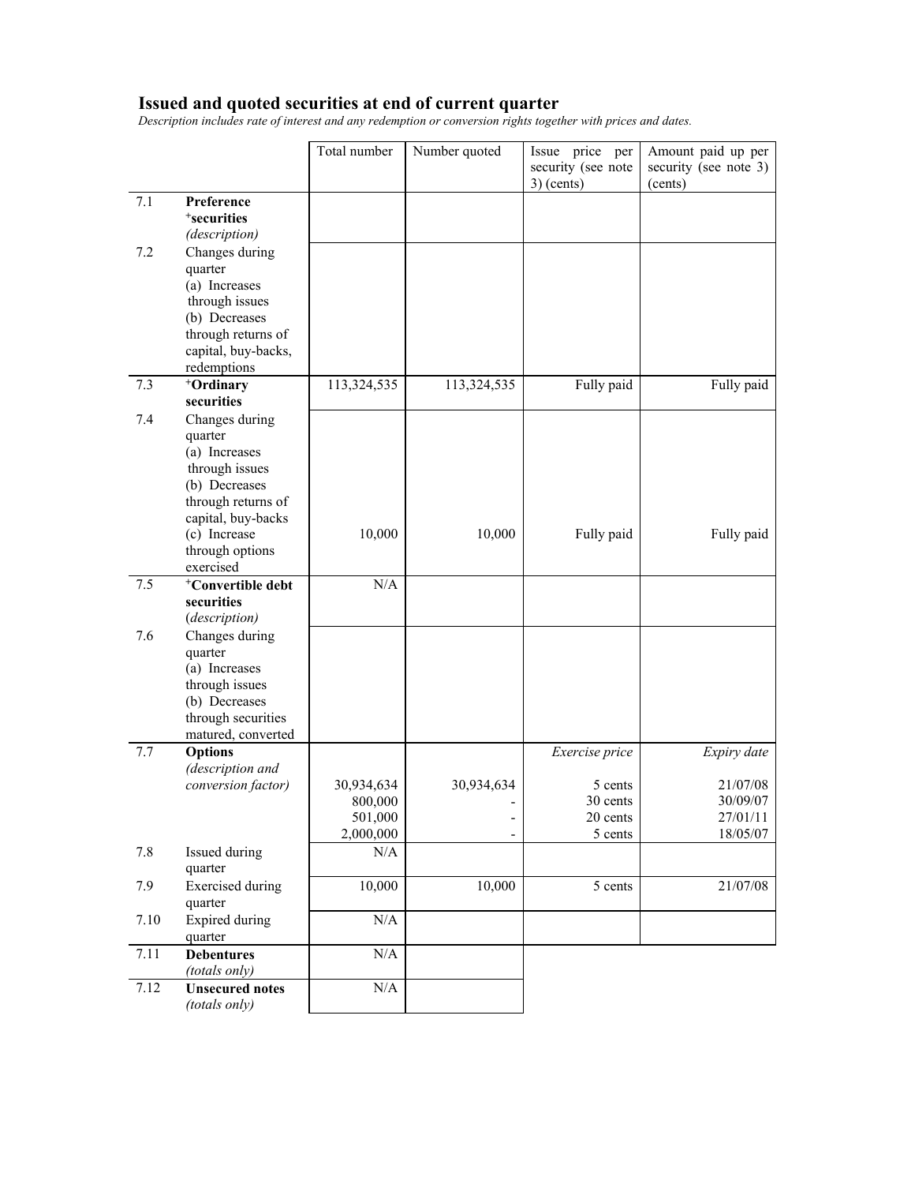## Issued and quoted securities at end of current quarter

*Description includes rate of interest and any redemption or conversion rights together with prices and dates.*

| | | Total number | Number quoted | Issue price per security (see note 3) (cents) | Amount paid up per security (see note 3) (cents) |
|---|---|---|---|---|---|
| 7.1 | **Preference +securities** *(description)* | | | | |
| 7.2 | Changes during quarter (a) Increases through issues (b) Decreases through returns of capital, buy-backs, redemptions | | | | |
| 7.3 | **+Ordinary securities** | 113,324,535 | 113,324,535 | Fully paid | Fully paid |
| 7.4 | Changes during quarter (a) Increases through issues (b) Decreases through returns of capital, buy-backs (c) Increase through options exercised | 10,000 | 10,000 | Fully paid | Fully paid |
| 7.5 | **+Convertible debt securities** *(description)* | N/A | | | |
| 7.6 | Changes during quarter (a) Increases through issues (b) Decreases through securities matured, converted | | | | |
| 7.7 | **Options** *(description and conversion factor)* | | | *Exercise price* | *Expiry date* |
| | | 30,934,634 | 30,934,634 | 5 cents | 21/07/08 |
| | | 800,000 | - | 30 cents | 30/09/07 |
| | | 501,000 | - | 20 cents | 27/01/11 |
| | | 2,000,000 | - | 5 cents | 18/05/07 |
| 7.8 | Issued during quarter | N/A | | | |
| 7.9 | Exercised during quarter | 10,000 | 10,000 | 5 cents | 21/07/08 |
| 7.10 | Expired during quarter | N/A | | | |
| 7.11 | **Debentures** *(totals only)* | N/A | | | |
| 7.12 | **Unsecured notes** *(totals only)* | N/A | | | |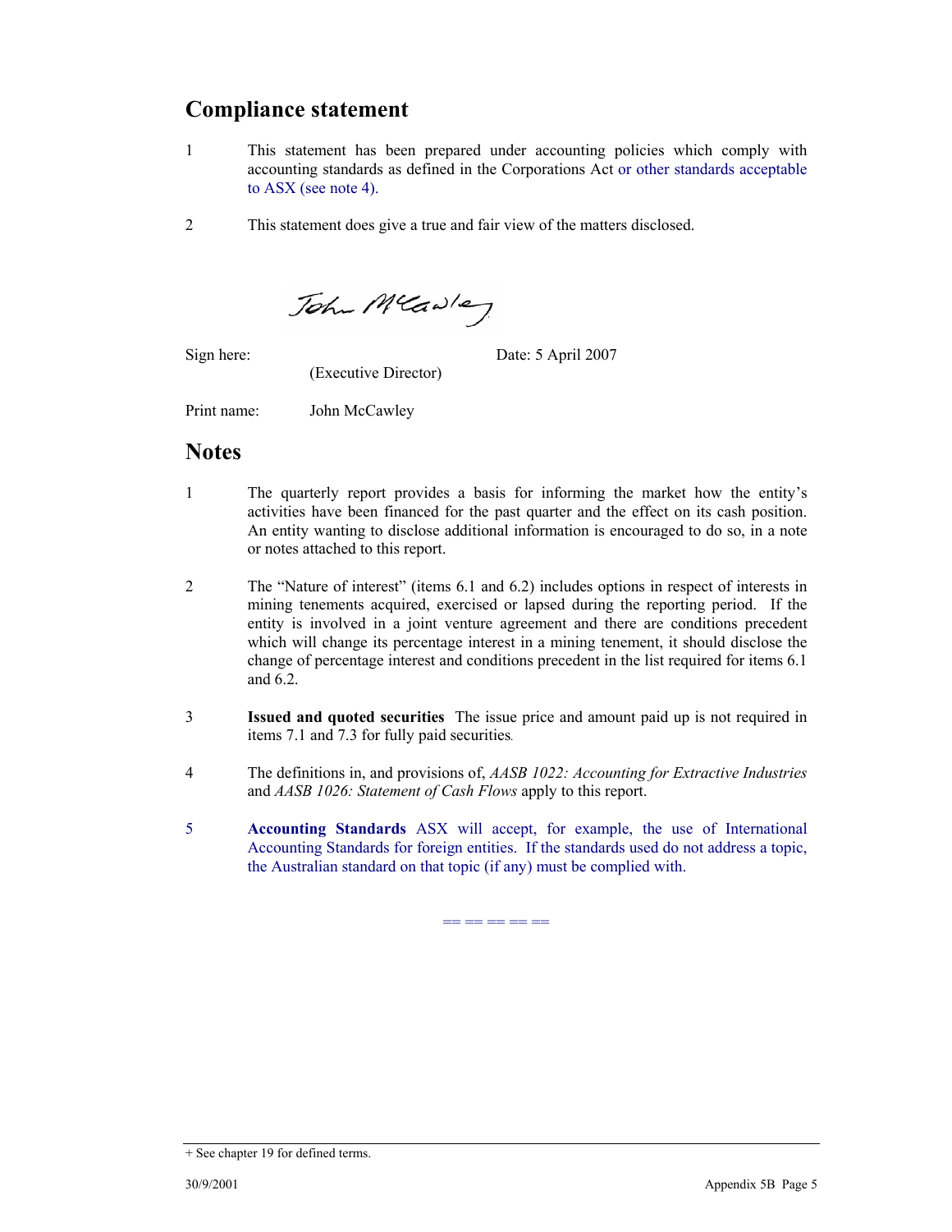## Compliance statement

1 This statement has been prepared under accounting policies which comply with accounting standards as defined in the Corporations Act or other standards acceptable to ASX (see note 4).

2 This statement does give a true and fair view of the matters disclosed.

Sign here: (Executive Director) Date: 5 April 2007

Print name: John McCawley

## Notes

1 The quarterly report provides a basis for informing the market how the entity's activities have been financed for the past quarter and the effect on its cash position. An entity wanting to disclose additional information is encouraged to do so, in a note or notes attached to this report.

2 The "Nature of interest" (items 6.1 and 6.2) includes options in respect of interests in mining tenements acquired, exercised or lapsed during the reporting period. If the entity is involved in a joint venture agreement and there are conditions precedent which will change its percentage interest in a mining tenement, it should disclose the change of percentage interest and conditions precedent in the list required for items 6.1 and 6.2.

3 **Issued and quoted securities** The issue price and amount paid up is not required in items 7.1 and 7.3 for fully paid securities.

4 The definitions in, and provisions of, *AASB 1022: Accounting for Extractive Industries* and *AASB 1026: Statement of Cash Flows* apply to this report.

5 **Accounting Standards** ASX will accept, for example, the use of International Accounting Standards for foreign entities. If the standards used do not address a topic, the Australian standard on that topic (if any) must be complied with.

== == == == ==

+ See chapter 19 for defined terms.